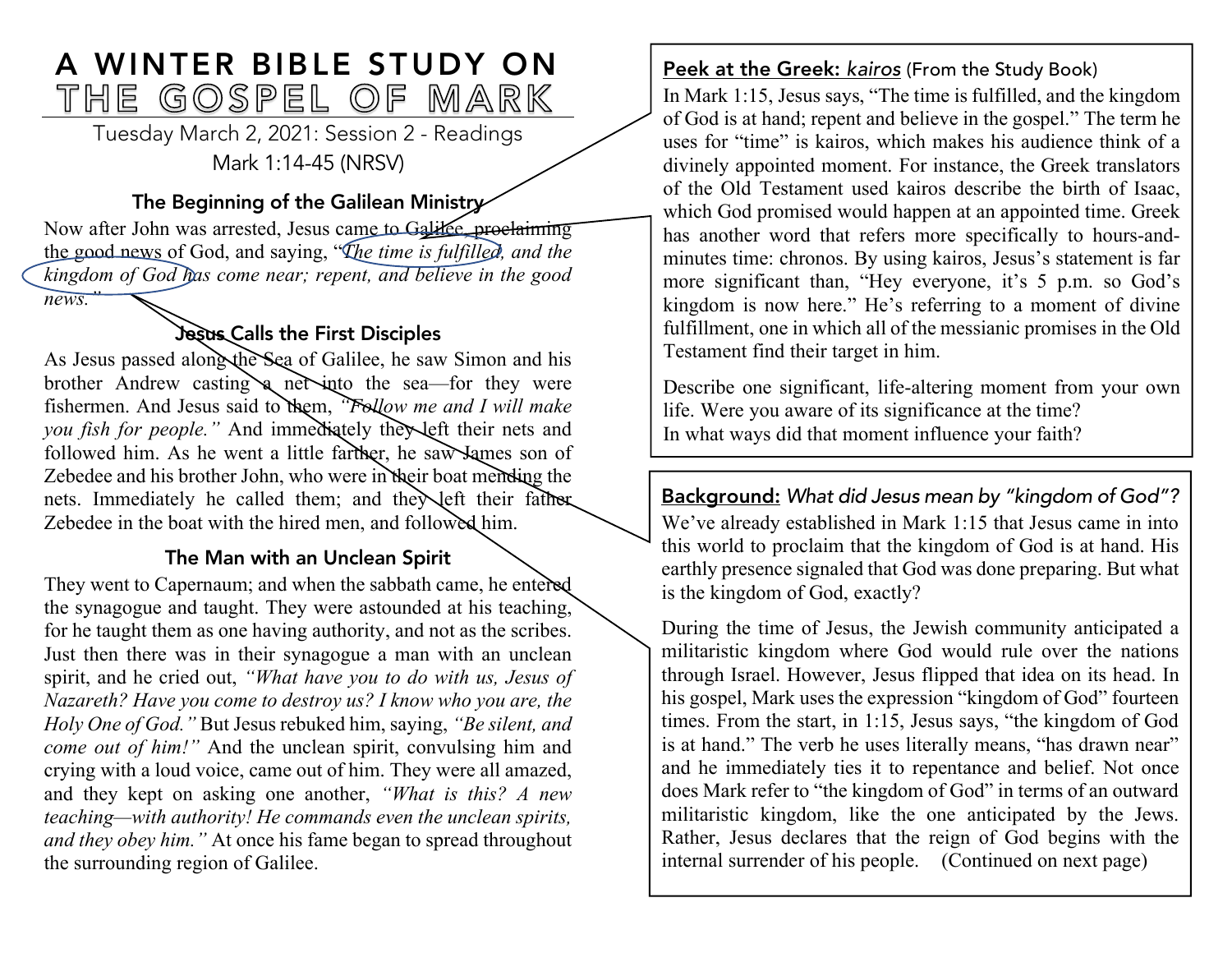# A WINTER BIBLE STUDY ON THE GOSPEL OF MARK

Tuesday March 2, 2021: Session 2 - Readings
Mark 1:14-45 (NRSV)

### The Beginning of the Galilean Ministry

Now after John was arrested, Jesus came to Galilee, proclaiming the good news of God, and saying, "*The time is fulfilled, and the kingdom of God has come near; repent, and believe in the good news.*"

### Jesus Calls the First Disciples

As Jesus passed along the Sea of Galilee, he saw Simon and his brother Andrew casting a net into the sea—for they were fishermen. And Jesus said to them, *"Follow me and I will make you fish for people."* And immediately they left their nets and followed him. As he went a little farther, he saw James son of Zebedee and his brother John, who were in their boat mending the nets. Immediately he called them; and they left their father Zebedee in the boat with the hired men, and followed him.

### The Man with an Unclean Spirit

They went to Capernaum; and when the sabbath came, he entered the synagogue and taught. They were astounded at his teaching, for he taught them as one having authority, and not as the scribes. Just then there was in their synagogue a man with an unclean spirit, and he cried out, *"What have you to do with us, Jesus of Nazareth? Have you come to destroy us? I know who you are, the Holy One of God."* But Jesus rebuked him, saying, *"Be silent, and come out of him!"* And the unclean spirit, convulsing him and crying with a loud voice, came out of him. They were all amazed, and they kept on asking one another, *"What is this? A new teaching—with authority! He commands even the unclean spirits, and they obey him."* At once his fame began to spread throughout the surrounding region of Galilee.

---

**Peek at the Greek:** *kairos* (From the Study Book)

In Mark 1:15, Jesus says, "The time is fulfilled, and the kingdom of God is at hand; repent and believe in the gospel." The term he uses for "time" is kairos, which makes his audience think of a divinely appointed moment. For instance, the Greek translators of the Old Testament used kairos describe the birth of Isaac, which God promised would happen at an appointed time. Greek has another word that refers more specifically to hours-and-minutes time: chronos. By using kairos, Jesus's statement is far more significant than, "Hey everyone, it's 5 p.m. so God's kingdom is now here." He's referring to a moment of divine fulfillment, one in which all of the messianic promises in the Old Testament find their target in him.

Describe one significant, life-altering moment from your own life. Were you aware of its significance at the time? In what ways did that moment influence your faith?

---

**Background:** *What did Jesus mean by "kingdom of God"?*

We've already established in Mark 1:15 that Jesus came in into this world to proclaim that the kingdom of God is at hand. His earthly presence signaled that God was done preparing. But what is the kingdom of God, exactly?

During the time of Jesus, the Jewish community anticipated a militaristic kingdom where God would rule over the nations through Israel. However, Jesus flipped that idea on its head. In his gospel, Mark uses the expression "kingdom of God" fourteen times. From the start, in 1:15, Jesus says, "the kingdom of God is at hand." The verb he uses literally means, "has drawn near" and he immediately ties it to repentance and belief. Not once does Mark refer to "the kingdom of God" in terms of an outward militaristic kingdom, like the one anticipated by the Jews. Rather, Jesus declares that the reign of God begins with the internal surrender of his people. (Continued on next page)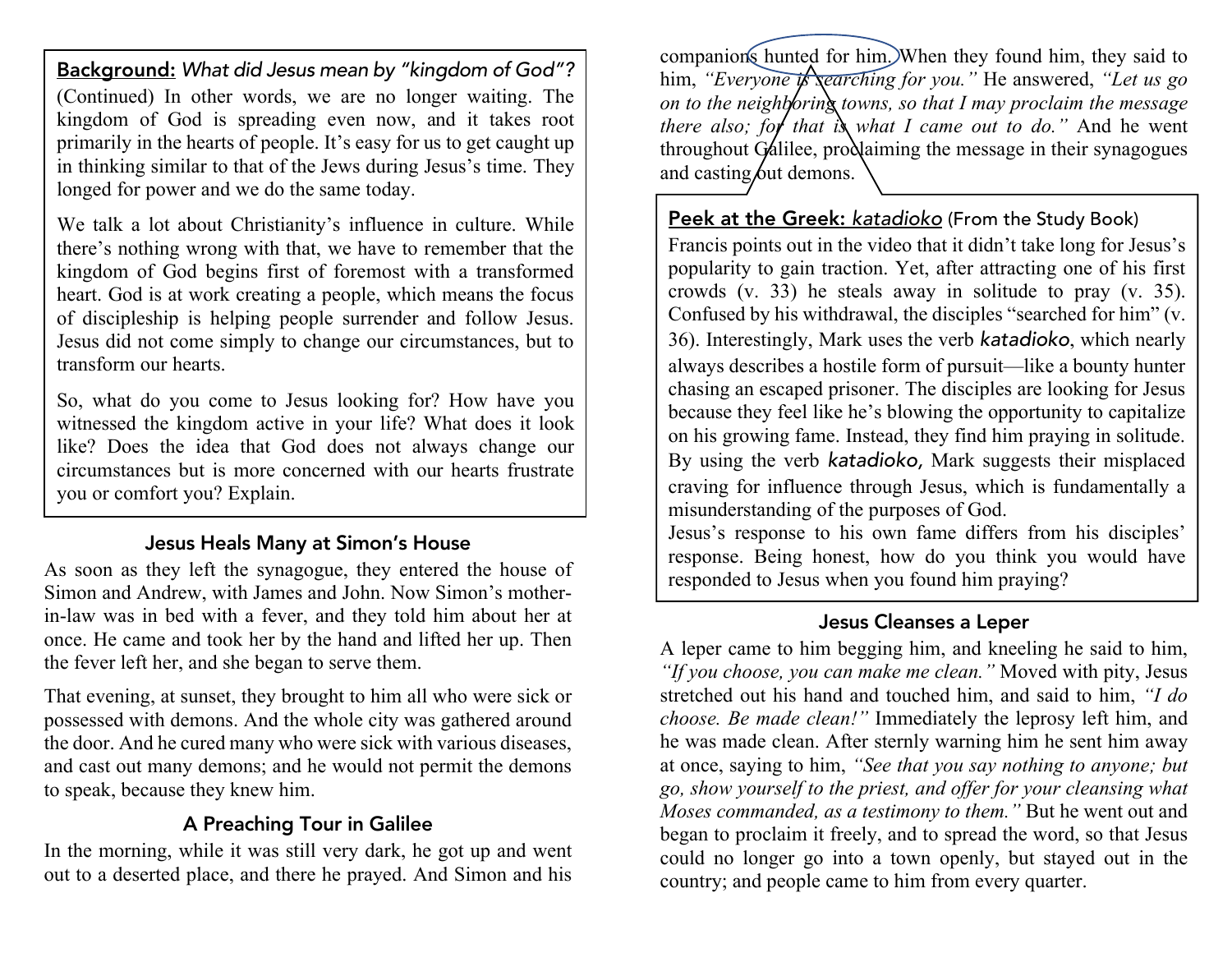**Background:** *What did Jesus mean by "kingdom of God"?* (Continued) In other words, we are no longer waiting. The kingdom of God is spreading even now, and it takes root primarily in the hearts of people. It's easy for us to get caught up in thinking similar to that of the Jews during Jesus's time. They longed for power and we do the same today.

We talk a lot about Christianity's influence in culture. While there's nothing wrong with that, we have to remember that the kingdom of God begins first of foremost with a transformed heart. God is at work creating a people, which means the focus of discipleship is helping people surrender and follow Jesus. Jesus did not come simply to change our circumstances, but to transform our hearts.

So, what do you come to Jesus looking for? How have you witnessed the kingdom active in your life? What does it look like? Does the idea that God does not always change our circumstances but is more concerned with our hearts frustrate you or comfort you? Explain.

### Jesus Heals Many at Simon's House

As soon as they left the synagogue, they entered the house of Simon and Andrew, with James and John. Now Simon's mother-in-law was in bed with a fever, and they told him about her at once. He came and took her by the hand and lifted her up. Then the fever left her, and she began to serve them.

That evening, at sunset, they brought to him all who were sick or possessed with demons. And the whole city was gathered around the door. And he cured many who were sick with various diseases, and cast out many demons; and he would not permit the demons to speak, because they knew him.

### A Preaching Tour in Galilee

In the morning, while it was still very dark, he got up and went out to a deserted place, and there he prayed. And Simon and his companions hunted for him. When they found him, they said to him, *"Everyone is searching for you."* He answered, *"Let us go on to the neighboring towns, so that I may proclaim the message there also; for that is what I came out to do."* And he went throughout Galilee, proclaiming the message in their synagogues and casting out demons.

**Peek at the Greek:** *katadioko* (From the Study Book)
Francis points out in the video that it didn't take long for Jesus's popularity to gain traction. Yet, after attracting one of his first crowds (v. 33) he steals away in solitude to pray (v. 35). Confused by his withdrawal, the disciples "searched for him" (v. 36). Interestingly, Mark uses the verb *katadioko*, which nearly always describes a hostile form of pursuit—like a bounty hunter chasing an escaped prisoner. The disciples are looking for Jesus because they feel like he's blowing the opportunity to capitalize on his growing fame. Instead, they find him praying in solitude. By using the verb *katadioko,* Mark suggests their misplaced craving for influence through Jesus, which is fundamentally a misunderstanding of the purposes of God.
Jesus's response to his own fame differs from his disciples' response. Being honest, how do you think you would have responded to Jesus when you found him praying?

### Jesus Cleanses a Leper

A leper came to him begging him, and kneeling he said to him, *"If you choose, you can make me clean."* Moved with pity, Jesus stretched out his hand and touched him, and said to him, *"I do choose. Be made clean!"* Immediately the leprosy left him, and he was made clean. After sternly warning him he sent him away at once, saying to him, *"See that you say nothing to anyone; but go, show yourself to the priest, and offer for your cleansing what Moses commanded, as a testimony to them."* But he went out and began to proclaim it freely, and to spread the word, so that Jesus could no longer go into a town openly, but stayed out in the country; and people came to him from every quarter.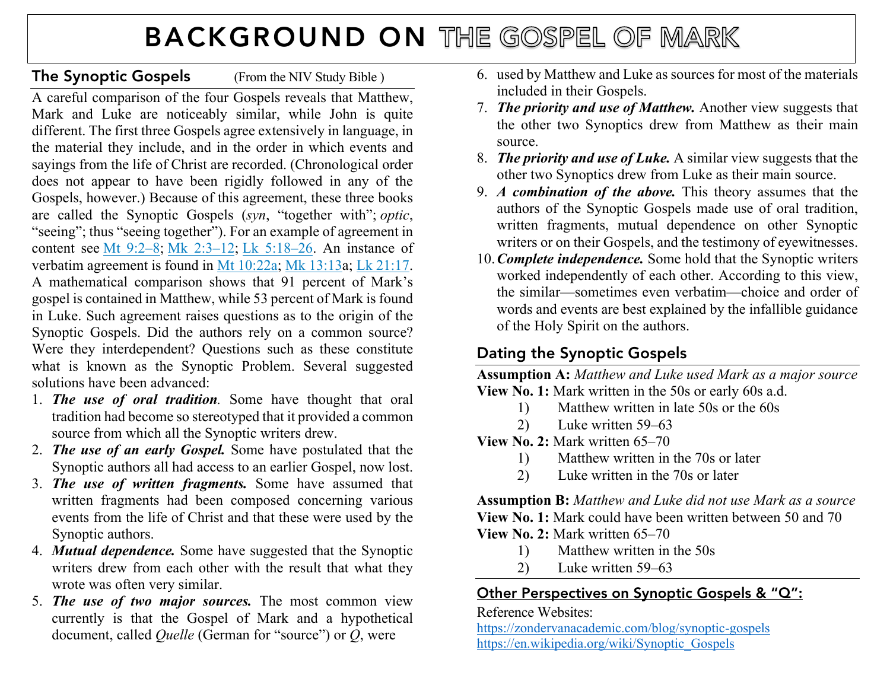# BACKGROUND ON THE GOSPEL OF MARK

## The Synoptic Gospels (From the NIV Study Bible )

A careful comparison of the four Gospels reveals that Matthew, Mark and Luke are noticeably similar, while John is quite different. The first three Gospels agree extensively in language, in the material they include, and in the order in which events and sayings from the life of Christ are recorded. (Chronological order does not appear to have been rigidly followed in any of the Gospels, however.) Because of this agreement, these three books are called the Synoptic Gospels (*syn*, "together with"; *optic*, "seeing"; thus "seeing together"). For an example of agreement in content see Mt 9:2–8; Mk 2:3–12; Lk 5:18–26. An instance of verbatim agreement is found in Mt 10:22a; Mk 13:13a; Lk 21:17. A mathematical comparison shows that 91 percent of Mark's gospel is contained in Matthew, while 53 percent of Mark is found in Luke. Such agreement raises questions as to the origin of the Synoptic Gospels. Did the authors rely on a common source? Were they interdependent? Questions such as these constitute what is known as the Synoptic Problem. Several suggested solutions have been advanced:

1. ***The use of oral tradition***. Some have thought that oral tradition had become so stereotyped that it provided a common source from which all the Synoptic writers drew.
2. ***The use of an early Gospel.*** Some have postulated that the Synoptic authors all had access to an earlier Gospel, now lost.
3. ***The use of written fragments.*** Some have assumed that written fragments had been composed concerning various events from the life of Christ and that these were used by the Synoptic authors.
4. ***Mutual dependence.*** Some have suggested that the Synoptic writers drew from each other with the result that what they wrote was often very similar.
5. ***The use of two major sources.*** The most common view currently is that the Gospel of Mark and a hypothetical document, called *Quelle* (German for "source") or *Q*, were
6. used by Matthew and Luke as sources for most of the materials included in their Gospels.
7. ***The priority and use of Matthew.*** Another view suggests that the other two Synoptics drew from Matthew as their main source.
8. ***The priority and use of Luke.*** A similar view suggests that the other two Synoptics drew from Luke as their main source.
9. ***A combination of the above.*** This theory assumes that the authors of the Synoptic Gospels made use of oral tradition, written fragments, mutual dependence on other Synoptic writers or on their Gospels, and the testimony of eyewitnesses.
10. ***Complete independence.*** Some hold that the Synoptic writers worked independently of each other. According to this view, the similar—sometimes even verbatim—choice and order of words and events are best explained by the infallible guidance of the Holy Spirit on the authors.

## Dating the Synoptic Gospels

**Assumption A:** *Matthew and Luke used Mark as a major source*

**View No. 1:** Mark written in the 50s or early 60s a.d.

1) Matthew written in late 50s or the 60s
2) Luke written 59–63

**View No. 2:** Mark written 65–70

1) Matthew written in the 70s or later
2) Luke written in the 70s or later

**Assumption B:** *Matthew and Luke did not use Mark as a source*

**View No. 1:** Mark could have been written between 50 and 70

**View No. 2:** Mark written 65–70

1) Matthew written in the 50s
2) Luke written 59–63

## Other Perspectives on Synoptic Gospels & "Q":

Reference Websites:

https://zondervanacademic.com/blog/synoptic-gospels

https://en.wikipedia.org/wiki/Synoptic_Gospels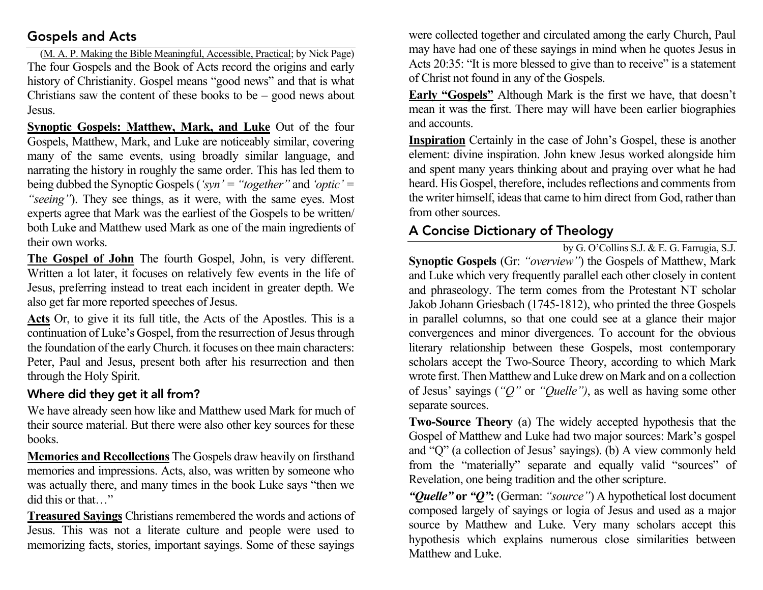## Gospels and Acts

(M. A. P. Making the Bible Meaningful, Accessible, Practical; by Nick Page)

The four Gospels and the Book of Acts record the origins and early history of Christianity. Gospel means "good news" and that is what Christians saw the content of these books to be – good news about Jesus.

**Synoptic Gospels: Matthew, Mark, and Luke** Out of the four Gospels, Matthew, Mark, and Luke are noticeably similar, covering many of the same events, using broadly similar language, and narrating the history in roughly the same order. This has led them to being dubbed the Synoptic Gospels (*'syn' = "together"* and *'optic' = "seeing"*). They see things, as it were, with the same eyes. Most experts agree that Mark was the earliest of the Gospels to be written/ both Luke and Matthew used Mark as one of the main ingredients of their own works.

**The Gospel of John** The fourth Gospel, John, is very different. Written a lot later, it focuses on relatively few events in the life of Jesus, preferring instead to treat each incident in greater depth. We also get far more reported speeches of Jesus.

**Acts** Or, to give it its full title, the Acts of the Apostles. This is a continuation of Luke's Gospel, from the resurrection of Jesus through the foundation of the early Church. it focuses on thee main characters: Peter, Paul and Jesus, present both after his resurrection and then through the Holy Spirit.

### Where did they get it all from?

We have already seen how like and Matthew used Mark for much of their source material. But there were also other key sources for these books.

**Memories and Recollections** The Gospels draw heavily on firsthand memories and impressions. Acts, also, was written by someone who was actually there, and many times in the book Luke says "then we did this or that…"

**Treasured Sayings** Christians remembered the words and actions of Jesus. This was not a literate culture and people were used to memorizing facts, stories, important sayings. Some of these sayings were collected together and circulated among the early Church, Paul may have had one of these sayings in mind when he quotes Jesus in Acts 20:35: "It is more blessed to give than to receive" is a statement of Christ not found in any of the Gospels.

**Early "Gospels"** Although Mark is the first we have, that doesn't mean it was the first. There may will have been earlier biographies and accounts.

**Inspiration** Certainly in the case of John's Gospel, these is another element: divine inspiration. John knew Jesus worked alongside him and spent many years thinking about and praying over what he had heard. His Gospel, therefore, includes reflections and comments from the writer himself, ideas that came to him direct from God, rather than from other sources.

## A Concise Dictionary of Theology

by G. O'Collins S.J. & E. G. Farrugia, S.J.

**Synoptic Gospels** (Gr: *"overview"*) the Gospels of Matthew, Mark and Luke which very frequently parallel each other closely in content and phraseology. The term comes from the Protestant NT scholar Jakob Johann Griesbach (1745-1812), who printed the three Gospels in parallel columns, so that one could see at a glance their major convergences and minor divergences. To account for the obvious literary relationship between these Gospels, most contemporary scholars accept the Two-Source Theory, according to which Mark wrote first. Then Matthew and Luke drew on Mark and on a collection of Jesus' sayings (*"Q"* or *"Quelle")*, as well as having some other separate sources.

**Two-Source Theory** (a) The widely accepted hypothesis that the Gospel of Matthew and Luke had two major sources: Mark's gospel and "Q" (a collection of Jesus' sayings). (b) A view commonly held from the "materially" separate and equally valid "sources" of Revelation, one being tradition and the other scripture.

***"Quelle"* or *"Q"*:** (German: *"source"*) A hypothetical lost document composed largely of sayings or logia of Jesus and used as a major source by Matthew and Luke. Very many scholars accept this hypothesis which explains numerous close similarities between Matthew and Luke.